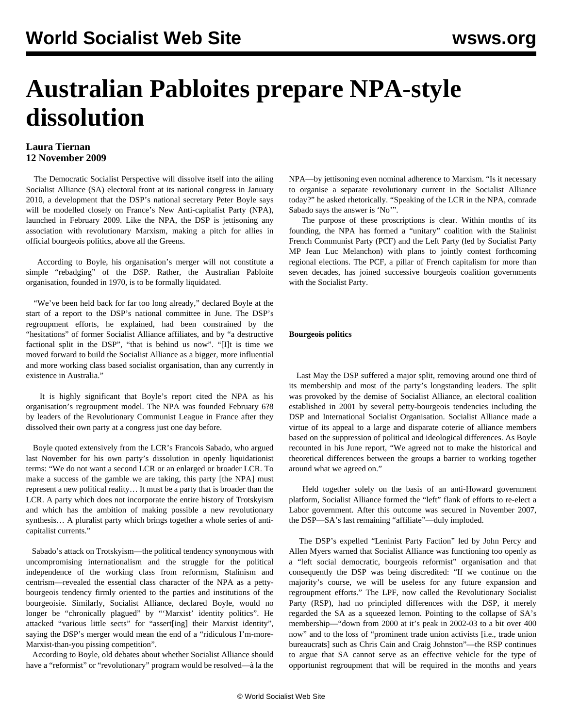# Australian Pabloites prepare NPA-style dissolution

**Laura Tiernan**
**12 November 2009**

The Democratic Socialist Perspective will dissolve itself into the ailing Socialist Alliance (SA) electoral front at its national congress in January 2010, a development that the DSP's national secretary Peter Boyle says will be modelled closely on France's New Anti-capitalist Party (NPA), launched in February 2009. Like the NPA, the DSP is jettisoning any association with revolutionary Marxism, making a pitch for allies in official bourgeois politics, above all the Greens.

According to Boyle, his organisation's merger will not constitute a simple "rebadging" of the DSP. Rather, the Australian Pabloite organisation, founded in 1970, is to be formally liquidated.

"We've been held back for far too long already," declared Boyle at the start of a report to the DSP's national committee in June. The DSP's regroupment efforts, he explained, had been constrained by the "hesitations" of former Socialist Alliance affiliates, and by "a destructive factional split in the DSP", "that is behind us now". "[I]t is time we moved forward to build the Socialist Alliance as a bigger, more influential and more working class based socialist organisation, than any currently in existence in Australia."

It is highly significant that Boyle's report cited the NPA as his organisation's regroupment model. The NPA was founded February 6?8 by leaders of the Revolutionary Communist League in France after they dissolved their own party at a congress just one day before.

Boyle quoted extensively from the LCR's Francois Sabado, who argued last November for his own party's dissolution in openly liquidationist terms: "We do not want a second LCR or an enlarged or broader LCR. To make a success of the gamble we are taking, this party [the NPA] must represent a new political reality… It must be a party that is broader than the LCR. A party which does not incorporate the entire history of Trotskyism and which has the ambition of making possible a new revolutionary synthesis… A pluralist party which brings together a whole series of anti-capitalist currents."

Sabado's attack on Trotskyism—the political tendency synonymous with uncompromising internationalism and the struggle for the political independence of the working class from reformism, Stalinism and centrism—revealed the essential class character of the NPA as a petty-bourgeois tendency firmly oriented to the parties and institutions of the bourgeoisie. Similarly, Socialist Alliance, declared Boyle, would no longer be "chronically plagued" by "'Marxist' identity politics". He attacked "various little sects" for "assert[ing] their Marxist identity", saying the DSP's merger would mean the end of a "ridiculous I'm-more-Marxist-than-you pissing competition".

According to Boyle, old debates about whether Socialist Alliance should have a "reformist" or "revolutionary" program would be resolved—à la the NPA—by jettisoning even nominal adherence to Marxism. "Is it necessary to organise a separate revolutionary current in the Socialist Alliance today?" he asked rhetorically. "Speaking of the LCR in the NPA, comrade Sabado says the answer is 'No'".

The purpose of these proscriptions is clear. Within months of its founding, the NPA has formed a "unitary" coalition with the Stalinist French Communist Party (PCF) and the Left Party (led by Socialist Party MP Jean Luc Melanchon) with plans to jointly contest forthcoming regional elections. The PCF, a pillar of French capitalism for more than seven decades, has joined successive bourgeois coalition governments with the Socialist Party.

**Bourgeois politics**

Last May the DSP suffered a major split, removing around one third of its membership and most of the party's longstanding leaders. The split was provoked by the demise of Socialist Alliance, an electoral coalition established in 2001 by several petty-bourgeois tendencies including the DSP and International Socialist Organisation. Socialist Alliance made a virtue of its appeal to a large and disparate coterie of alliance members based on the suppression of political and ideological differences. As Boyle recounted in his June report, "We agreed not to make the historical and theoretical differences between the groups a barrier to working together around what we agreed on."

Held together solely on the basis of an anti-Howard government platform, Socialist Alliance formed the "left" flank of efforts to re-elect a Labor government. After this outcome was secured in November 2007, the DSP—SA's last remaining "affiliate"—duly imploded.

The DSP's expelled "Leninist Party Faction" led by John Percy and Allen Myers warned that Socialist Alliance was functioning too openly as a "left social democratic, bourgeois reformist" organisation and that consequently the DSP was being discredited: "If we continue on the majority's course, we will be useless for any future expansion and regroupment efforts." The LPF, now called the Revolutionary Socialist Party (RSP), had no principled differences with the DSP, it merely regarded the SA as a squeezed lemon. Pointing to the collapse of SA's membership—"down from 2000 at it's peak in 2002-03 to a bit over 400 now" and to the loss of "prominent trade union activists [i.e., trade union bureaucrats] such as Chris Cain and Craig Johnston"—the RSP continues to argue that SA cannot serve as an effective vehicle for the type of opportunist regroupment that will be required in the months and years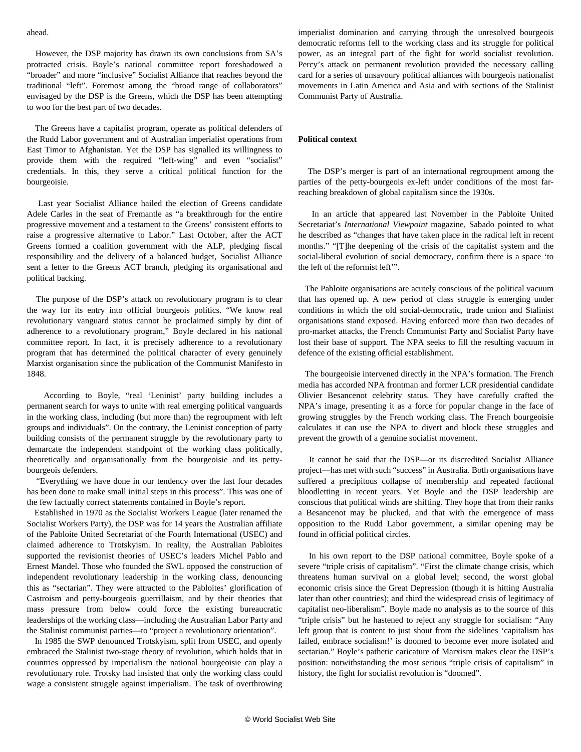ahead.

However, the DSP majority has drawn its own conclusions from SA's protracted crisis. Boyle's national committee report foreshadowed a "broader" and more "inclusive" Socialist Alliance that reaches beyond the traditional "left". Foremost among the "broad range of collaborators" envisaged by the DSP is the Greens, which the DSP has been attempting to woo for the best part of two decades.

The Greens have a capitalist program, operate as political defenders of the Rudd Labor government and of Australian imperialist operations from East Timor to Afghanistan. Yet the DSP has signalled its willingness to provide them with the required "left-wing" and even "socialist" credentials. In this, they serve a critical political function for the bourgeoisie.

Last year Socialist Alliance hailed the election of Greens candidate Adele Carles in the seat of Fremantle as "a breakthrough for the entire progressive movement and a testament to the Greens' consistent efforts to raise a progressive alternative to Labor." Last October, after the ACT Greens formed a coalition government with the ALP, pledging fiscal responsibility and the delivery of a balanced budget, Socialist Alliance sent a letter to the Greens ACT branch, pledging its organisational and political backing.

The purpose of the DSP's attack on revolutionary program is to clear the way for its entry into official bourgeois politics. "We know real revolutionary vanguard status cannot be proclaimed simply by dint of adherence to a revolutionary program," Boyle declared in his national committee report. In fact, it is precisely adherence to a revolutionary program that has determined the political character of every genuinely Marxist organisation since the publication of the Communist Manifesto in 1848.

According to Boyle, "real 'Leninist' party building includes a permanent search for ways to unite with real emerging political vanguards in the working class, including (but more than) the regroupment with left groups and individuals". On the contrary, the Leninist conception of party building consists of the permanent struggle by the revolutionary party to demarcate the independent standpoint of the working class politically, theoretically and organisationally from the bourgeoisie and its petty-bourgeois defenders.

"Everything we have done in our tendency over the last four decades has been done to make small initial steps in this process". This was one of the few factually correct statements contained in Boyle's report.

Established in 1970 as the Socialist Workers League (later renamed the Socialist Workers Party), the DSP was for 14 years the Australian affiliate of the Pabloite United Secretariat of the Fourth International (USEC) and claimed adherence to Trotskyism. In reality, the Australian Pabloites supported the revisionist theories of USEC's leaders Michel Pablo and Ernest Mandel. Those who founded the SWL opposed the construction of independent revolutionary leadership in the working class, denouncing this as "sectarian". They were attracted to the Pabloites' glorification of Castroism and petty-bourgeois guerrillaism, and by their theories that mass pressure from below could force the existing bureaucratic leaderships of the working class—including the Australian Labor Party and the Stalinist communist parties—to "project a revolutionary orientation".

In 1985 the SWP denounced Trotskyism, split from USEC, and openly embraced the Stalinist two-stage theory of revolution, which holds that in countries oppressed by imperialism the national bourgeoisie can play a revolutionary role. Trotsky had insisted that only the working class could wage a consistent struggle against imperialism. The task of overthrowing imperialist domination and carrying through the unresolved bourgeois democratic reforms fell to the working class and its struggle for political power, as an integral part of the fight for world socialist revolution. Percy's attack on permanent revolution provided the necessary calling card for a series of unsavoury political alliances with bourgeois nationalist movements in Latin America and Asia and with sections of the Stalinist Communist Party of Australia.

**Political context**

The DSP's merger is part of an international regroupment among the parties of the petty-bourgeois ex-left under conditions of the most far-reaching breakdown of global capitalism since the 1930s.

In an article that appeared last November in the Pabloite United Secretariat's *International Viewpoint* magazine, Sabado pointed to what he described as "changes that have taken place in the radical left in recent months." "[T]he deepening of the crisis of the capitalist system and the social-liberal evolution of social democracy, confirm there is a space 'to the left of the reformist left'".

The Pabloite organisations are acutely conscious of the political vacuum that has opened up. A new period of class struggle is emerging under conditions in which the old social-democratic, trade union and Stalinist organisations stand exposed. Having enforced more than two decades of pro-market attacks, the French Communist Party and Socialist Party have lost their base of support. The NPA seeks to fill the resulting vacuum in defence of the existing official establishment.

The bourgeoisie intervened directly in the NPA's formation. The French media has accorded NPA frontman and former LCR presidential candidate Olivier Besancenot celebrity status. They have carefully crafted the NPA's image, presenting it as a force for popular change in the face of growing struggles by the French working class. The French bourgeoisie calculates it can use the NPA to divert and block these struggles and prevent the growth of a genuine socialist movement.

It cannot be said that the DSP—or its discredited Socialist Alliance project—has met with such "success" in Australia. Both organisations have suffered a precipitous collapse of membership and repeated factional bloodletting in recent years. Yet Boyle and the DSP leadership are conscious that political winds are shifting. They hope that from their ranks a Besancenot may be plucked, and that with the emergence of mass opposition to the Rudd Labor government, a similar opening may be found in official political circles.

In his own report to the DSP national committee, Boyle spoke of a severe "triple crisis of capitalism". "First the climate change crisis, which threatens human survival on a global level; second, the worst global economic crisis since the Great Depression (though it is hitting Australia later than other countries); and third the widespread crisis of legitimacy of capitalist neo-liberalism". Boyle made no analysis as to the source of this "triple crisis" but he hastened to reject any struggle for socialism: "Any left group that is content to just shout from the sidelines 'capitalism has failed, embrace socialism!' is doomed to become ever more isolated and sectarian." Boyle's pathetic caricature of Marxism makes clear the DSP's position: notwithstanding the most serious "triple crisis of capitalism" in history, the fight for socialist revolution is "doomed".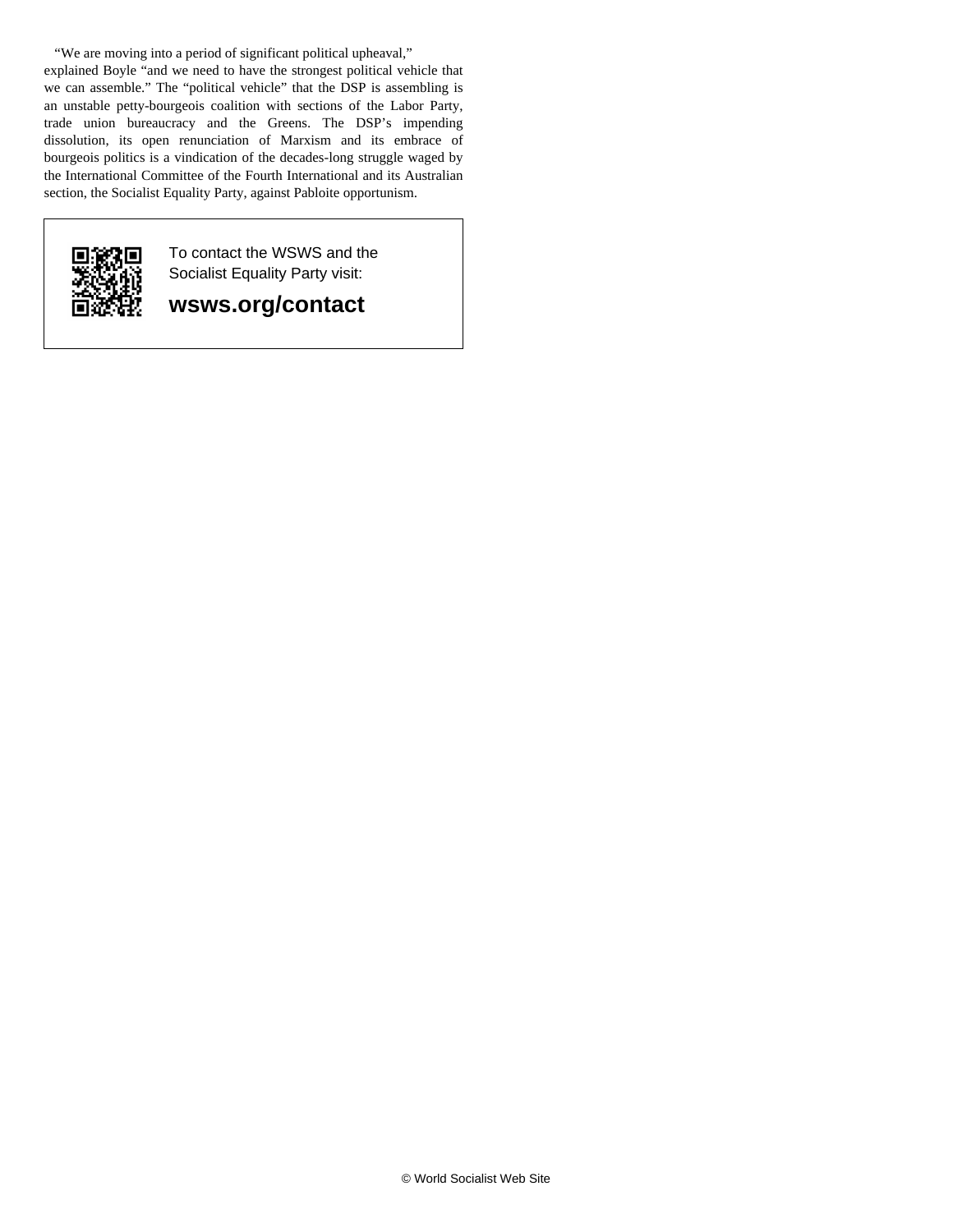"We are moving into a period of significant political upheaval," explained Boyle "and we need to have the strongest political vehicle that we can assemble." The "political vehicle" that the DSP is assembling is an unstable petty-bourgeois coalition with sections of the Labor Party, trade union bureaucracy and the Greens. The DSP's impending dissolution, its open renunciation of Marxism and its embrace of bourgeois politics is a vindication of the decades-long struggle waged by the International Committee of the Fourth International and its Australian section, the Socialist Equality Party, against Pabloite opportunism.

To contact the WSWS and the Socialist Equality Party visit:

**wsws.org/contact**

© World Socialist Web Site